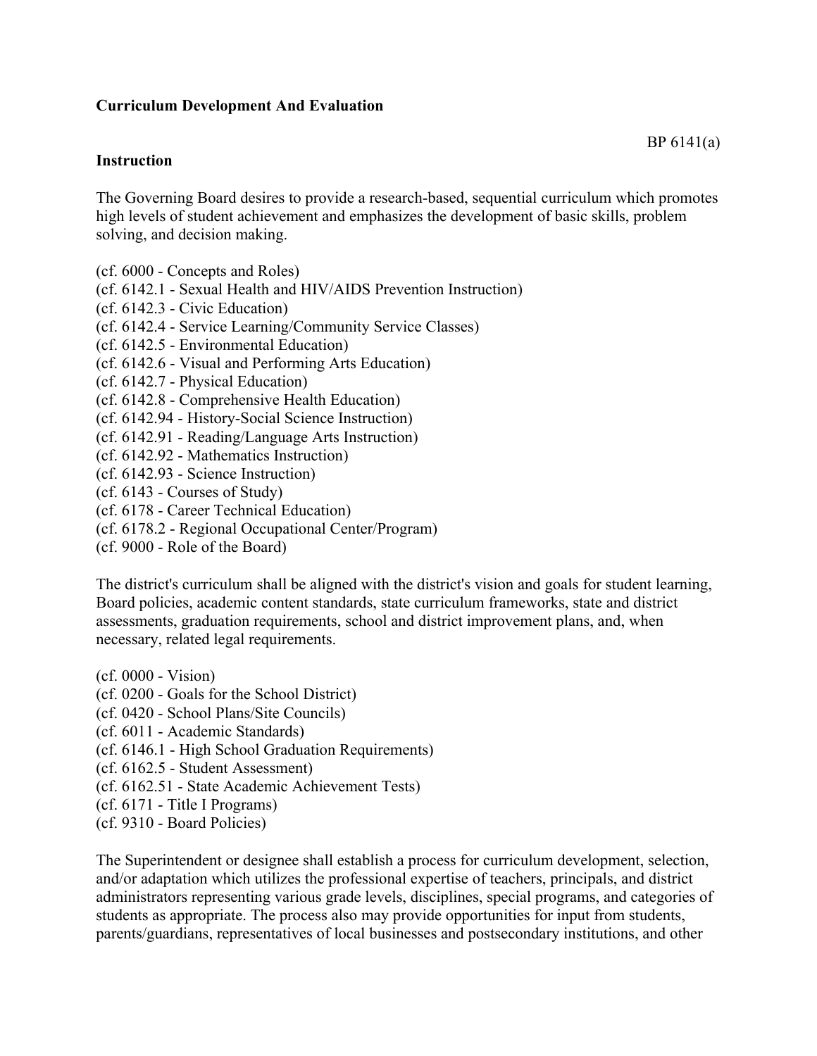**Curriculum Development And Evaluation**

BP 6141(a)

**Instruction**

The Governing Board desires to provide a research-based, sequential curriculum which promotes high levels of student achievement and emphasizes the development of basic skills, problem solving, and decision making.

(cf. 6000 - Concepts and Roles)
(cf. 6142.1 - Sexual Health and HIV/AIDS Prevention Instruction)
(cf. 6142.3 - Civic Education)
(cf. 6142.4 - Service Learning/Community Service Classes)
(cf. 6142.5 - Environmental Education)
(cf. 6142.6 - Visual and Performing Arts Education)
(cf. 6142.7 - Physical Education)
(cf. 6142.8 - Comprehensive Health Education)
(cf. 6142.94 - History-Social Science Instruction)
(cf. 6142.91 - Reading/Language Arts Instruction)
(cf. 6142.92 - Mathematics Instruction)
(cf. 6142.93 - Science Instruction)
(cf. 6143 - Courses of Study)
(cf. 6178 - Career Technical Education)
(cf. 6178.2 - Regional Occupational Center/Program)
(cf. 9000 - Role of the Board)

The district's curriculum shall be aligned with the district's vision and goals for student learning, Board policies, academic content standards, state curriculum frameworks, state and district assessments, graduation requirements, school and district improvement plans, and, when necessary, related legal requirements.

(cf. 0000 - Vision)
(cf. 0200 - Goals for the School District)
(cf. 0420 - School Plans/Site Councils)
(cf. 6011 - Academic Standards)
(cf. 6146.1 - High School Graduation Requirements)
(cf. 6162.5 - Student Assessment)
(cf. 6162.51 - State Academic Achievement Tests)
(cf. 6171 - Title I Programs)
(cf. 9310 - Board Policies)

The Superintendent or designee shall establish a process for curriculum development, selection, and/or adaptation which utilizes the professional expertise of teachers, principals, and district administrators representing various grade levels, disciplines, special programs, and categories of students as appropriate. The process also may provide opportunities for input from students, parents/guardians, representatives of local businesses and postsecondary institutions, and other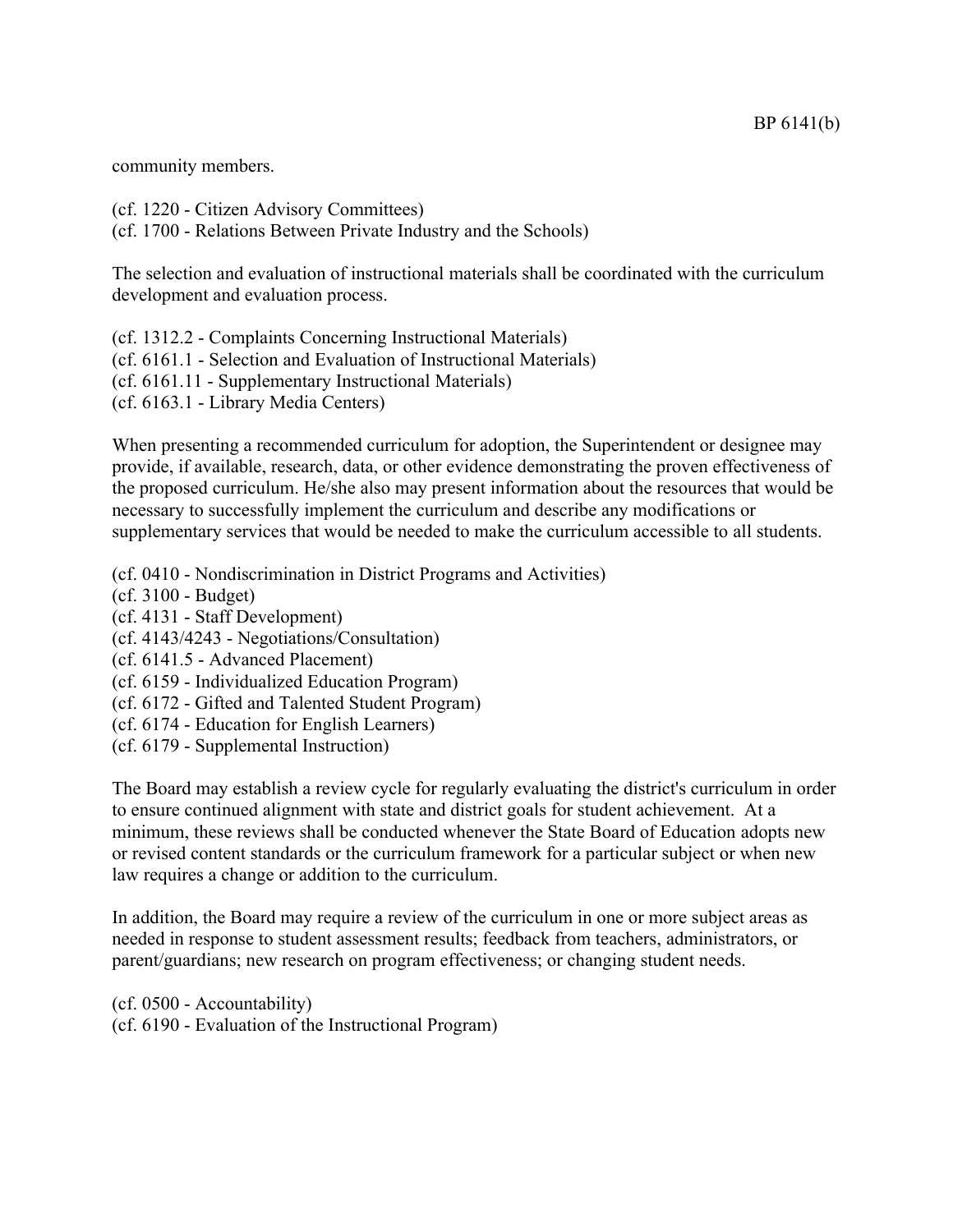community members.

(cf. 1220 - Citizen Advisory Committees)
(cf. 1700 - Relations Between Private Industry and the Schools)

The selection and evaluation of instructional materials shall be coordinated with the curriculum development and evaluation process.

(cf. 1312.2 - Complaints Concerning Instructional Materials)
(cf. 6161.1 - Selection and Evaluation of Instructional Materials)
(cf. 6161.11 - Supplementary Instructional Materials)
(cf. 6163.1 - Library Media Centers)

When presenting a recommended curriculum for adoption, the Superintendent or designee may provide, if available, research, data, or other evidence demonstrating the proven effectiveness of the proposed curriculum. He/she also may present information about the resources that would be necessary to successfully implement the curriculum and describe any modifications or supplementary services that would be needed to make the curriculum accessible to all students.

(cf. 0410 - Nondiscrimination in District Programs and Activities)
(cf. 3100 - Budget)
(cf. 4131 - Staff Development)
(cf. 4143/4243 - Negotiations/Consultation)
(cf. 6141.5 - Advanced Placement)
(cf. 6159 - Individualized Education Program)
(cf. 6172 - Gifted and Talented Student Program)
(cf. 6174 - Education for English Learners)
(cf. 6179 - Supplemental Instruction)

The Board may establish a review cycle for regularly evaluating the district's curriculum in order to ensure continued alignment with state and district goals for student achievement. At a minimum, these reviews shall be conducted whenever the State Board of Education adopts new or revised content standards or the curriculum framework for a particular subject or when new law requires a change or addition to the curriculum.

In addition, the Board may require a review of the curriculum in one or more subject areas as needed in response to student assessment results; feedback from teachers, administrators, or parent/guardians; new research on program effectiveness; or changing student needs.

(cf. 0500 - Accountability)
(cf. 6190 - Evaluation of the Instructional Program)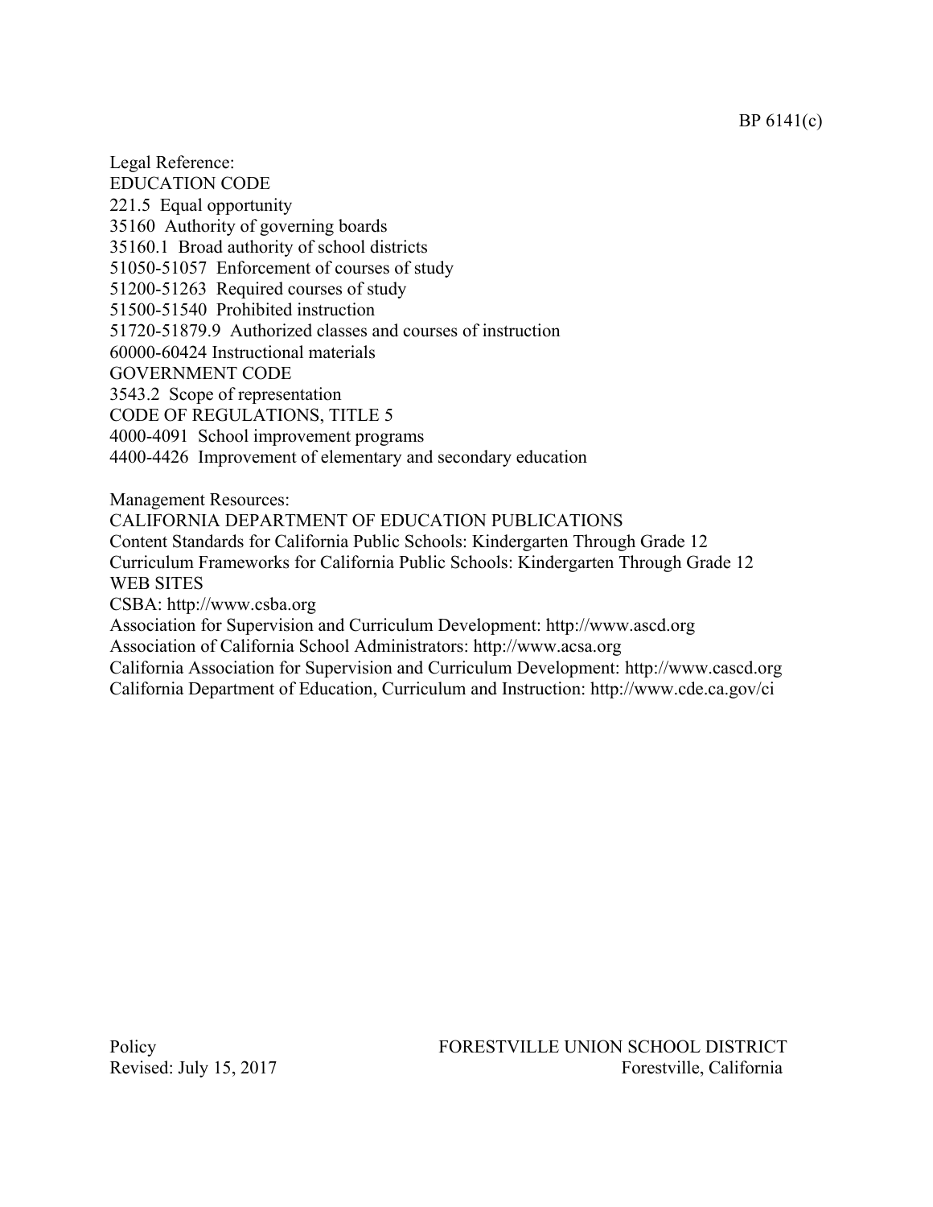Legal Reference:
EDUCATION CODE
221.5 Equal opportunity
35160 Authority of governing boards
35160.1 Broad authority of school districts
51050-51057 Enforcement of courses of study
51200-51263 Required courses of study
51500-51540 Prohibited instruction
51720-51879.9 Authorized classes and courses of instruction
60000-60424 Instructional materials
GOVERNMENT CODE
3543.2 Scope of representation
CODE OF REGULATIONS, TITLE 5
4000-4091 School improvement programs
4400-4426 Improvement of elementary and secondary education

Management Resources:
CALIFORNIA DEPARTMENT OF EDUCATION PUBLICATIONS
Content Standards for California Public Schools: Kindergarten Through Grade 12
Curriculum Frameworks for California Public Schools: Kindergarten Through Grade 12
WEB SITES
CSBA: http://www.csba.org
Association for Supervision and Curriculum Development: http://www.ascd.org
Association of California School Administrators: http://www.acsa.org
California Association for Supervision and Curriculum Development: http://www.cascd.org
California Department of Education, Curriculum and Instruction: http://www.cde.ca.gov/ci

Policy
Revised: July 15, 2017

FORESTVILLE UNION SCHOOL DISTRICT
Forestville, California